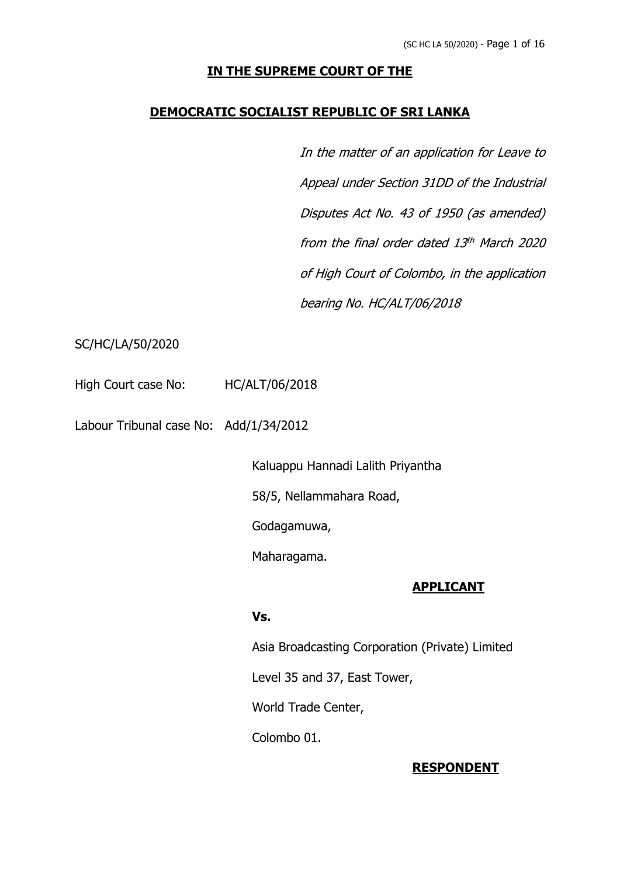**IN THE SUPREME COURT OF THE**

**DEMOCRATIC SOCIALIST REPUBLIC OF SRI LANKA**

*In the matter of an application for Leave to Appeal under Section 31DD of the Industrial Disputes Act No. 43 of 1950 (as amended) from the final order dated 13th March 2020 of High Court of Colombo, in the application bearing No. HC/ALT/06/2018*

SC/HC/LA/50/2020

High Court case No: HC/ALT/06/2018

Labour Tribunal case No: Add/1/34/2012

Kaluappu Hannadi Lalith Priyantha

58/5, Nellammahara Road,

Godagamuwa,

Maharagama.

**APPLICANT**

**Vs.**

Asia Broadcasting Corporation (Private) Limited

Level 35 and 37, East Tower,

World Trade Center,

Colombo 01.

**RESPONDENT**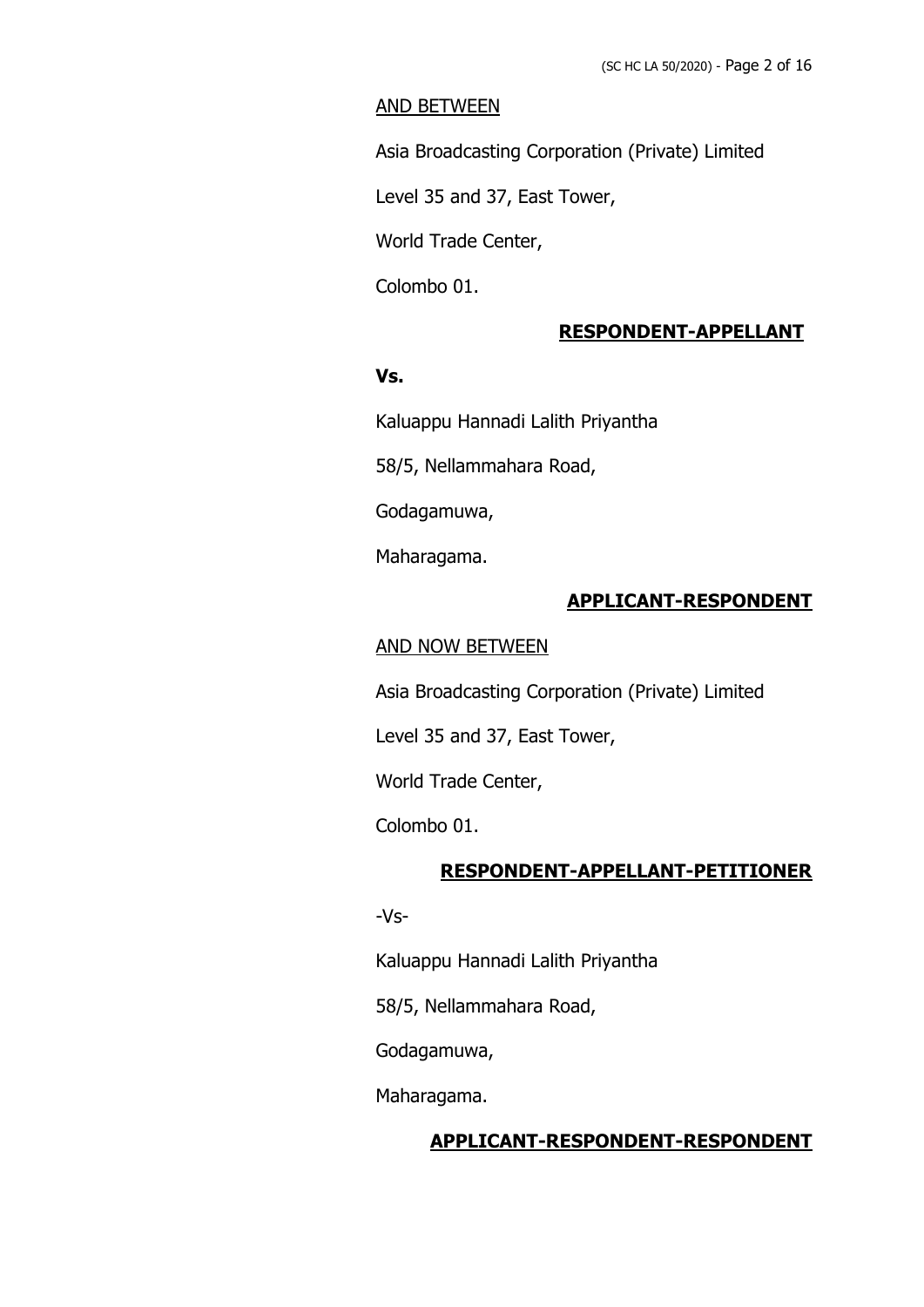AND BETWEEN

Asia Broadcasting Corporation (Private) Limited

Level 35 and 37, East Tower,

World Trade Center,

Colombo 01.

**RESPONDENT-APPELLANT**

**Vs.**

Kaluappu Hannadi Lalith Priyantha

58/5, Nellammahara Road,

Godagamuwa,

Maharagama.

**APPLICANT-RESPONDENT**

AND NOW BETWEEN

Asia Broadcasting Corporation (Private) Limited

Level 35 and 37, East Tower,

World Trade Center,

Colombo 01.

**RESPONDENT-APPELLANT-PETITIONER**

-Vs-

Kaluappu Hannadi Lalith Priyantha

58/5, Nellammahara Road,

Godagamuwa,

Maharagama.

**APPLICANT-RESPONDENT-RESPONDENT**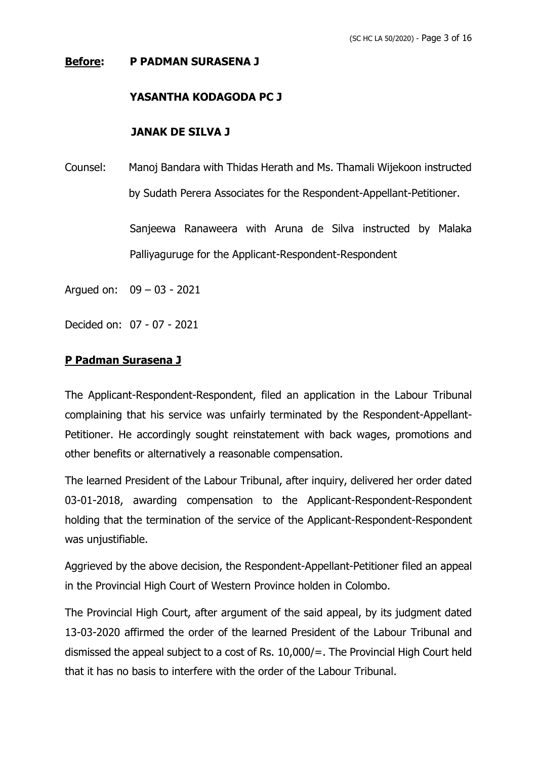**Before:** **P PADMAN SURASENA J**

**YASANTHA KODAGODA PC J**

**JANAK DE SILVA J**

Counsel: Manoj Bandara with Thidas Herath and Ms. Thamali Wijekoon instructed by Sudath Perera Associates for the Respondent-Appellant-Petitioner.

Sanjeewa Ranaweera with Aruna de Silva instructed by Malaka Palliyaguruge for the Applicant-Respondent-Respondent

Argued on: 09 – 03 - 2021

Decided on: 07 - 07 - 2021

**P Padman Surasena J**

The Applicant-Respondent-Respondent, filed an application in the Labour Tribunal complaining that his service was unfairly terminated by the Respondent-Appellant-Petitioner. He accordingly sought reinstatement with back wages, promotions and other benefits or alternatively a reasonable compensation.

The learned President of the Labour Tribunal, after inquiry, delivered her order dated 03-01-2018, awarding compensation to the Applicant-Respondent-Respondent holding that the termination of the service of the Applicant-Respondent-Respondent was unjustifiable.

Aggrieved by the above decision, the Respondent-Appellant-Petitioner filed an appeal in the Provincial High Court of Western Province holden in Colombo.

The Provincial High Court, after argument of the said appeal, by its judgment dated 13-03-2020 affirmed the order of the learned President of the Labour Tribunal and dismissed the appeal subject to a cost of Rs. 10,000/=. The Provincial High Court held that it has no basis to interfere with the order of the Labour Tribunal.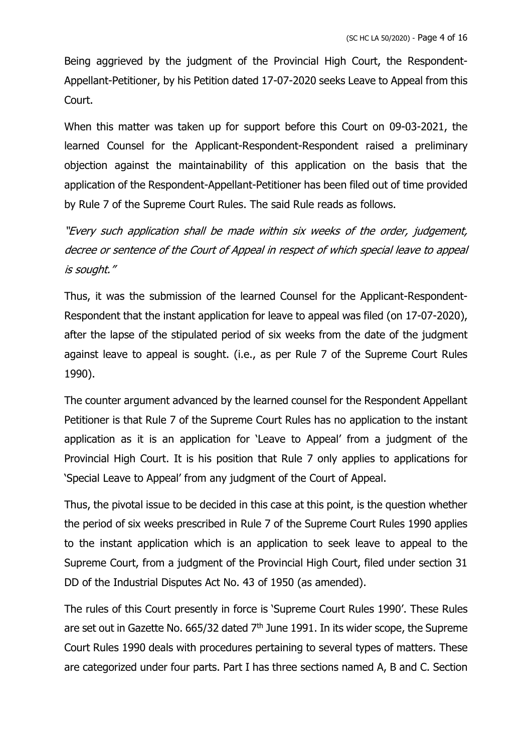Being aggrieved by the judgment of the Provincial High Court, the Respondent-Appellant-Petitioner, by his Petition dated 17-07-2020 seeks Leave to Appeal from this Court.

When this matter was taken up for support before this Court on 09-03-2021, the learned Counsel for the Applicant-Respondent-Respondent raised a preliminary objection against the maintainability of this application on the basis that the application of the Respondent-Appellant-Petitioner has been filed out of time provided by Rule 7 of the Supreme Court Rules. The said Rule reads as follows.

*"Every such application shall be made within six weeks of the order, judgement, decree or sentence of the Court of Appeal in respect of which special leave to appeal is sought."*

Thus, it was the submission of the learned Counsel for the Applicant-Respondent-Respondent that the instant application for leave to appeal was filed (on 17-07-2020), after the lapse of the stipulated period of six weeks from the date of the judgment against leave to appeal is sought. (i.e., as per Rule 7 of the Supreme Court Rules 1990).

The counter argument advanced by the learned counsel for the Respondent Appellant Petitioner is that Rule 7 of the Supreme Court Rules has no application to the instant application as it is an application for 'Leave to Appeal' from a judgment of the Provincial High Court. It is his position that Rule 7 only applies to applications for 'Special Leave to Appeal' from any judgment of the Court of Appeal.

Thus, the pivotal issue to be decided in this case at this point, is the question whether the period of six weeks prescribed in Rule 7 of the Supreme Court Rules 1990 applies to the instant application which is an application to seek leave to appeal to the Supreme Court, from a judgment of the Provincial High Court, filed under section 31 DD of the Industrial Disputes Act No. 43 of 1950 (as amended).

The rules of this Court presently in force is 'Supreme Court Rules 1990'. These Rules are set out in Gazette No. 665/32 dated 7th June 1991. In its wider scope, the Supreme Court Rules 1990 deals with procedures pertaining to several types of matters. These are categorized under four parts. Part I has three sections named A, B and C. Section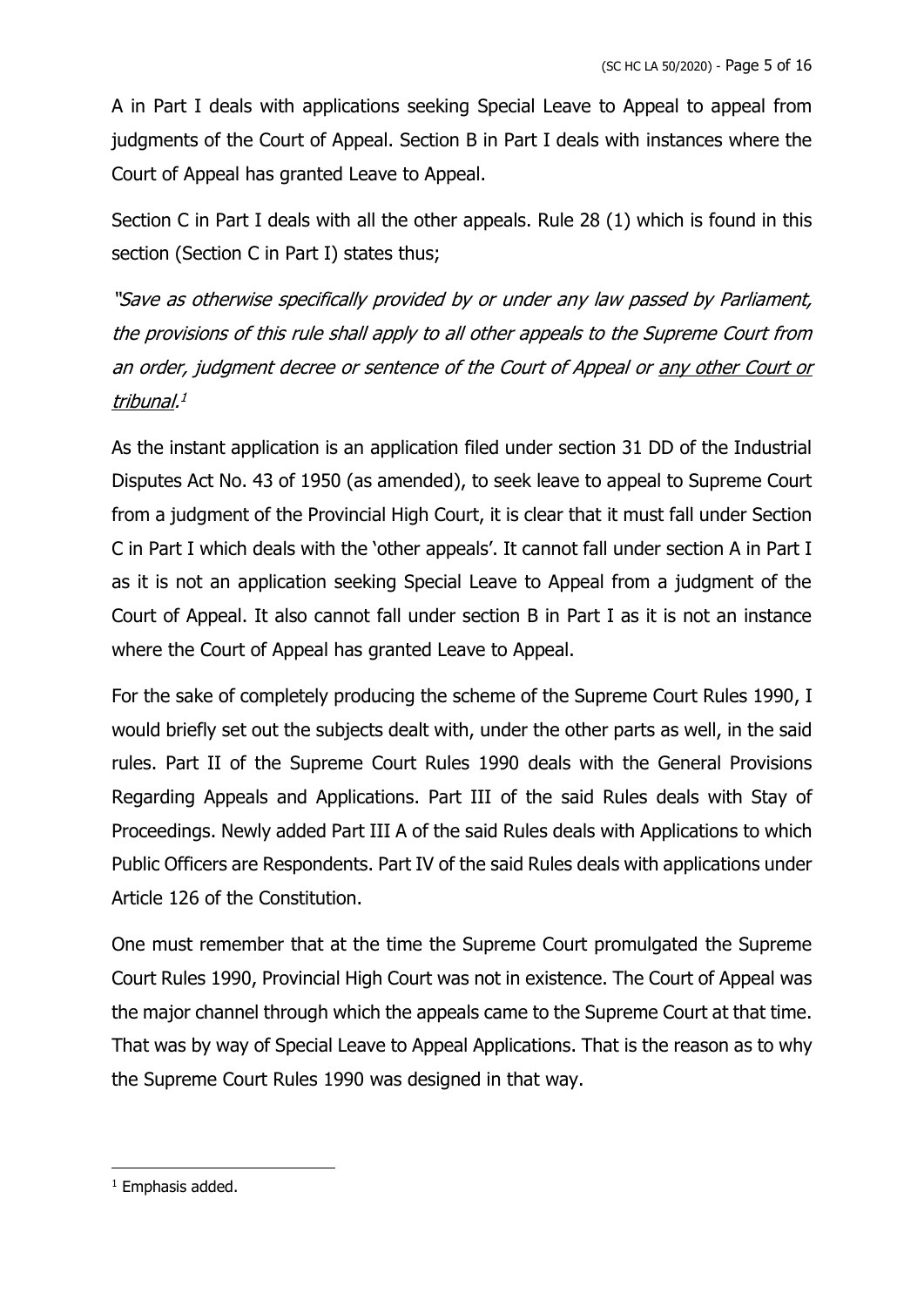A in Part I deals with applications seeking Special Leave to Appeal to appeal from judgments of the Court of Appeal. Section B in Part I deals with instances where the Court of Appeal has granted Leave to Appeal.

Section C in Part I deals with all the other appeals. Rule 28 (1) which is found in this section (Section C in Part I) states thus;

*"Save as otherwise specifically provided by or under any law passed by Parliament, the provisions of this rule shall apply to all other appeals to the Supreme Court from an order, judgment decree or sentence of the Court of Appeal or <u>any other Court or tribunal</u>.*[1]

As the instant application is an application filed under section 31 DD of the Industrial Disputes Act No. 43 of 1950 (as amended), to seek leave to appeal to Supreme Court from a judgment of the Provincial High Court, it is clear that it must fall under Section C in Part I which deals with the 'other appeals'. It cannot fall under section A in Part I as it is not an application seeking Special Leave to Appeal from a judgment of the Court of Appeal. It also cannot fall under section B in Part I as it is not an instance where the Court of Appeal has granted Leave to Appeal.

For the sake of completely producing the scheme of the Supreme Court Rules 1990, I would briefly set out the subjects dealt with, under the other parts as well, in the said rules. Part II of the Supreme Court Rules 1990 deals with the General Provisions Regarding Appeals and Applications. Part III of the said Rules deals with Stay of Proceedings. Newly added Part III A of the said Rules deals with Applications to which Public Officers are Respondents. Part IV of the said Rules deals with applications under Article 126 of the Constitution.

One must remember that at the time the Supreme Court promulgated the Supreme Court Rules 1990, Provincial High Court was not in existence. The Court of Appeal was the major channel through which the appeals came to the Supreme Court at that time. That was by way of Special Leave to Appeal Applications. That is the reason as to why the Supreme Court Rules 1990 was designed in that way.

---

[1] Emphasis added.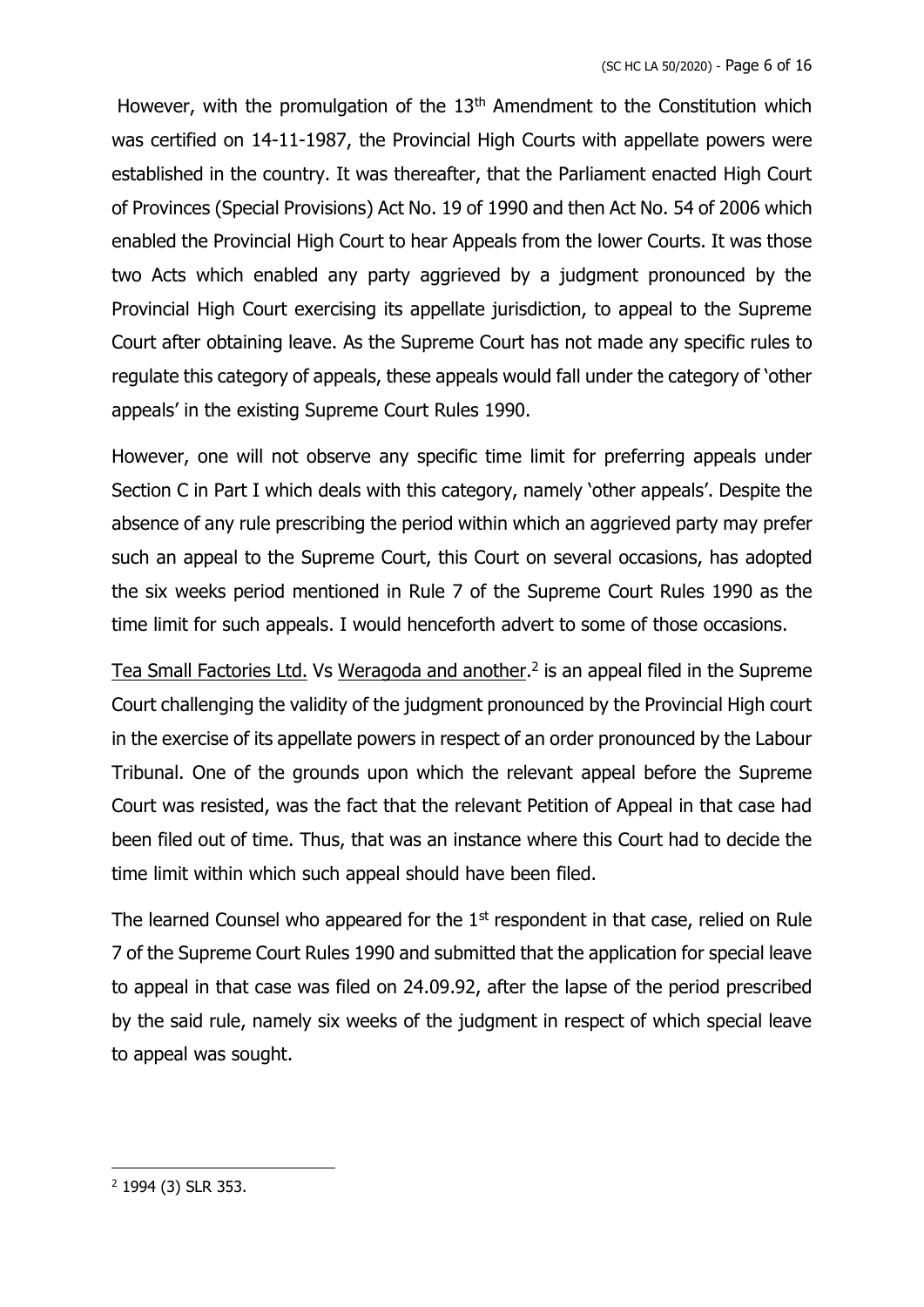However, with the promulgation of the 13th Amendment to the Constitution which was certified on 14-11-1987, the Provincial High Courts with appellate powers were established in the country. It was thereafter, that the Parliament enacted High Court of Provinces (Special Provisions) Act No. 19 of 1990 and then Act No. 54 of 2006 which enabled the Provincial High Court to hear Appeals from the lower Courts. It was those two Acts which enabled any party aggrieved by a judgment pronounced by the Provincial High Court exercising its appellate jurisdiction, to appeal to the Supreme Court after obtaining leave. As the Supreme Court has not made any specific rules to regulate this category of appeals, these appeals would fall under the category of 'other appeals' in the existing Supreme Court Rules 1990.

However, one will not observe any specific time limit for preferring appeals under Section C in Part I which deals with this category, namely 'other appeals'. Despite the absence of any rule prescribing the period within which an aggrieved party may prefer such an appeal to the Supreme Court, this Court on several occasions, has adopted the six weeks period mentioned in Rule 7 of the Supreme Court Rules 1990 as the time limit for such appeals. I would henceforth advert to some of those occasions.

<u>Tea Small Factories Ltd.</u> Vs <u>Weragoda and another</u>.[2] is an appeal filed in the Supreme Court challenging the validity of the judgment pronounced by the Provincial High court in the exercise of its appellate powers in respect of an order pronounced by the Labour Tribunal. One of the grounds upon which the relevant appeal before the Supreme Court was resisted, was the fact that the relevant Petition of Appeal in that case had been filed out of time. Thus, that was an instance where this Court had to decide the time limit within which such appeal should have been filed.

The learned Counsel who appeared for the 1st respondent in that case, relied on Rule 7 of the Supreme Court Rules 1990 and submitted that the application for special leave to appeal in that case was filed on 24.09.92, after the lapse of the period prescribed by the said rule, namely six weeks of the judgment in respect of which special leave to appeal was sought.

---

[2] 1994 (3) SLR 353.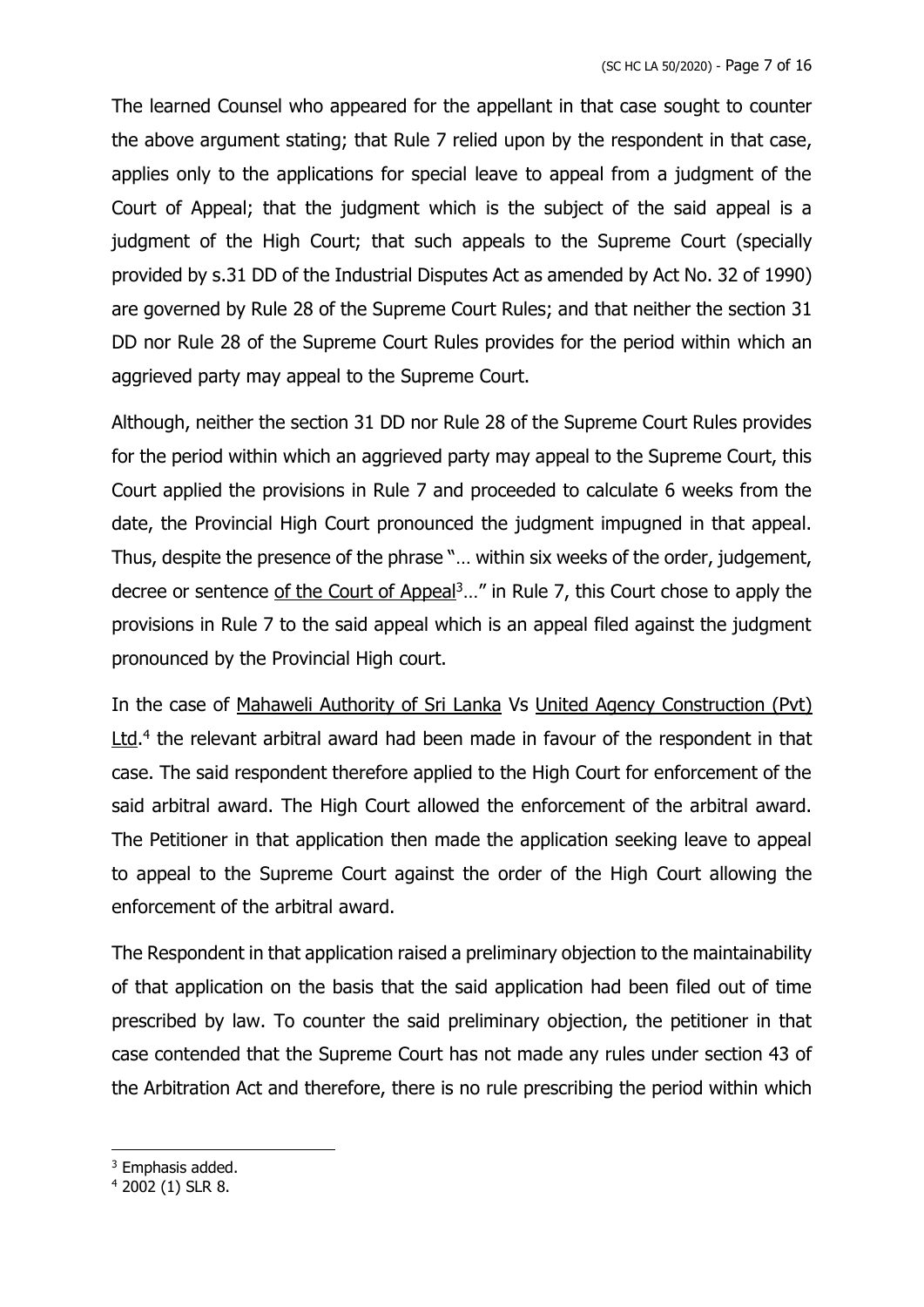The learned Counsel who appeared for the appellant in that case sought to counter the above argument stating; that Rule 7 relied upon by the respondent in that case, applies only to the applications for special leave to appeal from a judgment of the Court of Appeal; that the judgment which is the subject of the said appeal is a judgment of the High Court; that such appeals to the Supreme Court (specially provided by s.31 DD of the Industrial Disputes Act as amended by Act No. 32 of 1990) are governed by Rule 28 of the Supreme Court Rules; and that neither the section 31 DD nor Rule 28 of the Supreme Court Rules provides for the period within which an aggrieved party may appeal to the Supreme Court.

Although, neither the section 31 DD nor Rule 28 of the Supreme Court Rules provides for the period within which an aggrieved party may appeal to the Supreme Court, this Court applied the provisions in Rule 7 and proceeded to calculate 6 weeks from the date, the Provincial High Court pronounced the judgment impugned in that appeal. Thus, despite the presence of the phrase "… within six weeks of the order, judgement, decree or sentence <u>of the Court of Appeal</u>[3]…" in Rule 7, this Court chose to apply the provisions in Rule 7 to the said appeal which is an appeal filed against the judgment pronounced by the Provincial High court.

In the case of <u>Mahaweli Authority of Sri Lanka</u> Vs <u>United Agency Construction (Pvt) Ltd</u>.[4] the relevant arbitral award had been made in favour of the respondent in that case. The said respondent therefore applied to the High Court for enforcement of the said arbitral award. The High Court allowed the enforcement of the arbitral award. The Petitioner in that application then made the application seeking leave to appeal to appeal to the Supreme Court against the order of the High Court allowing the enforcement of the arbitral award.

The Respondent in that application raised a preliminary objection to the maintainability of that application on the basis that the said application had been filed out of time prescribed by law. To counter the said preliminary objection, the petitioner in that case contended that the Supreme Court has not made any rules under section 43 of the Arbitration Act and therefore, there is no rule prescribing the period within which

---

[3] Emphasis added.

[4] 2002 (1) SLR 8.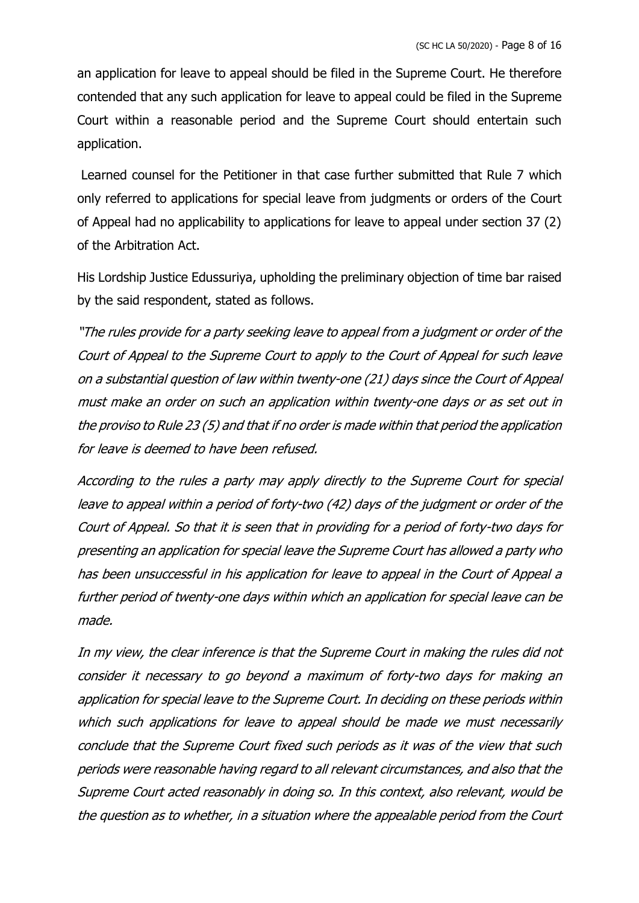an application for leave to appeal should be filed in the Supreme Court. He therefore contended that any such application for leave to appeal could be filed in the Supreme Court within a reasonable period and the Supreme Court should entertain such application.

Learned counsel for the Petitioner in that case further submitted that Rule 7 which only referred to applications for special leave from judgments or orders of the Court of Appeal had no applicability to applications for leave to appeal under section 37 (2) of the Arbitration Act.

His Lordship Justice Edussuriya, upholding the preliminary objection of time bar raised by the said respondent, stated as follows.

*"The rules provide for a party seeking leave to appeal from a judgment or order of the Court of Appeal to the Supreme Court to apply to the Court of Appeal for such leave on a substantial question of law within twenty-one (21) days since the Court of Appeal must make an order on such an application within twenty-one days or as set out in the proviso to Rule 23 (5) and that if no order is made within that period the application for leave is deemed to have been refused.*

*According to the rules a party may apply directly to the Supreme Court for special leave to appeal within a period of forty-two (42) days of the judgment or order of the Court of Appeal. So that it is seen that in providing for a period of forty-two days for presenting an application for special leave the Supreme Court has allowed a party who has been unsuccessful in his application for leave to appeal in the Court of Appeal a further period of twenty-one days within which an application for special leave can be made.*

*In my view, the clear inference is that the Supreme Court in making the rules did not consider it necessary to go beyond a maximum of forty-two days for making an application for special leave to the Supreme Court. In deciding on these periods within which such applications for leave to appeal should be made we must necessarily conclude that the Supreme Court fixed such periods as it was of the view that such periods were reasonable having regard to all relevant circumstances, and also that the Supreme Court acted reasonably in doing so. In this context, also relevant, would be the question as to whether, in a situation where the appealable period from the Court*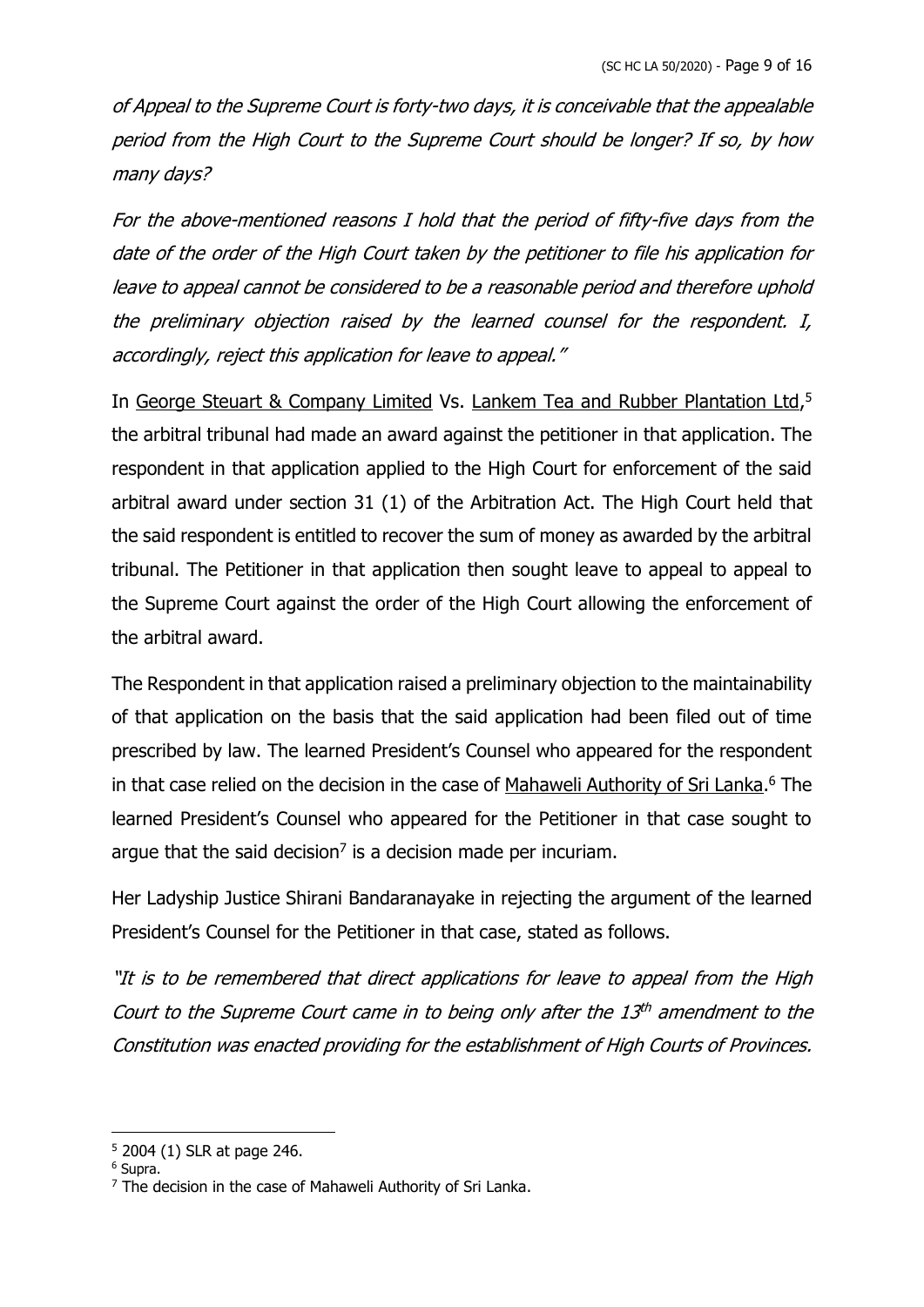*of Appeal to the Supreme Court is forty-two days, it is conceivable that the appealable period from the High Court to the Supreme Court should be longer? If so, by how many days?*

*For the above-mentioned reasons I hold that the period of fifty-five days from the date of the order of the High Court taken by the petitioner to file his application for leave to appeal cannot be considered to be a reasonable period and therefore uphold the preliminary objection raised by the learned counsel for the respondent. I, accordingly, reject this application for leave to appeal."*

In George Steuart & Company Limited Vs. Lankem Tea and Rubber Plantation Ltd,[5] the arbitral tribunal had made an award against the petitioner in that application. The respondent in that application applied to the High Court for enforcement of the said arbitral award under section 31 (1) of the Arbitration Act. The High Court held that the said respondent is entitled to recover the sum of money as awarded by the arbitral tribunal. The Petitioner in that application then sought leave to appeal to appeal to the Supreme Court against the order of the High Court allowing the enforcement of the arbitral award.

The Respondent in that application raised a preliminary objection to the maintainability of that application on the basis that the said application had been filed out of time prescribed by law. The learned President's Counsel who appeared for the respondent in that case relied on the decision in the case of Mahaweli Authority of Sri Lanka.[6] The learned President's Counsel who appeared for the Petitioner in that case sought to argue that the said decision[7] is a decision made per incuriam.

Her Ladyship Justice Shirani Bandaranayake in rejecting the argument of the learned President's Counsel for the Petitioner in that case, stated as follows.

*"It is to be remembered that direct applications for leave to appeal from the High Court to the Supreme Court came in to being only after the 13th amendment to the Constitution was enacted providing for the establishment of High Courts of Provinces.*

---

[5] 2004 (1) SLR at page 246.

[6] Supra.

[7] The decision in the case of Mahaweli Authority of Sri Lanka.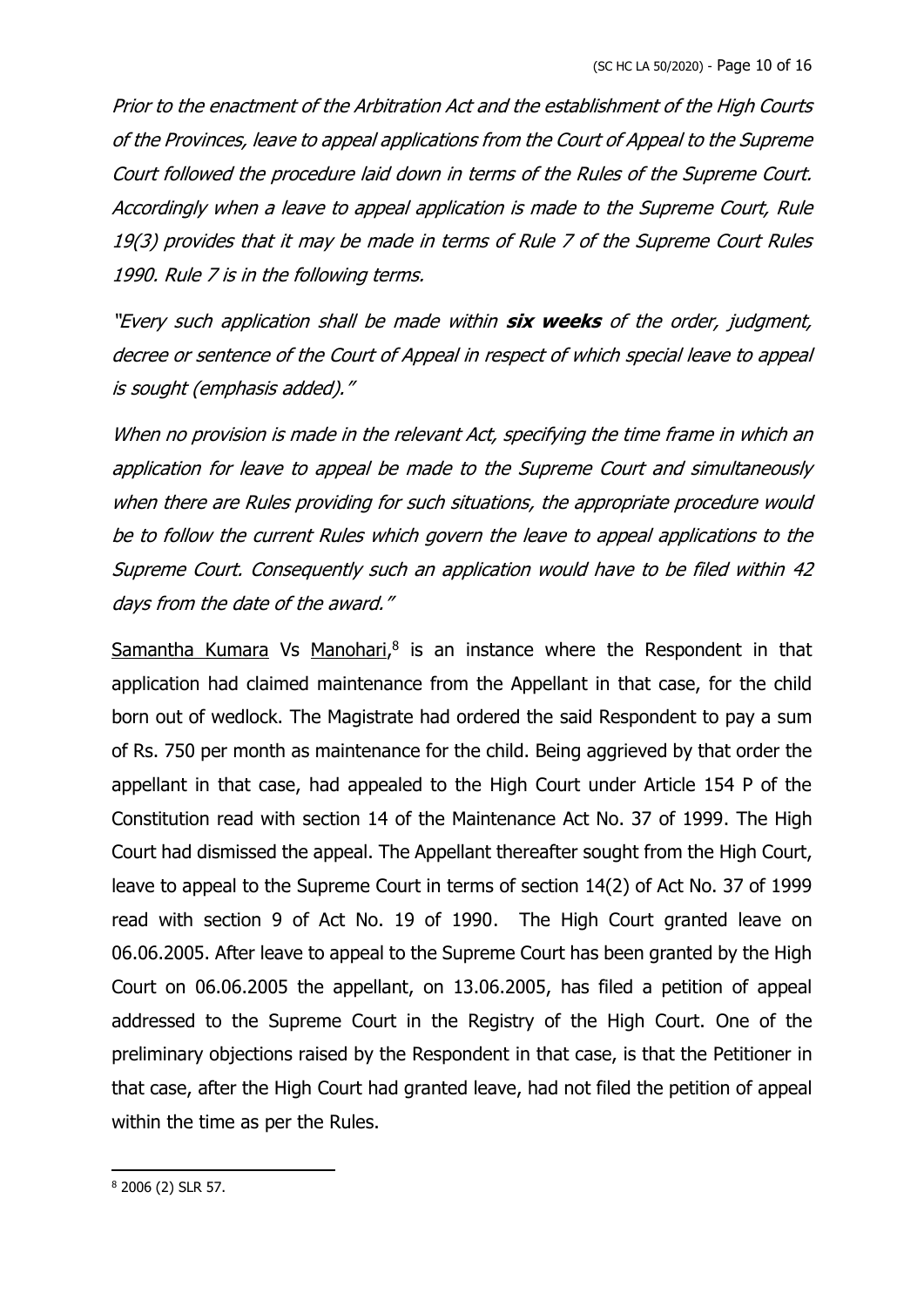*Prior to the enactment of the Arbitration Act and the establishment of the High Courts of the Provinces, leave to appeal applications from the Court of Appeal to the Supreme Court followed the procedure laid down in terms of the Rules of the Supreme Court. Accordingly when a leave to appeal application is made to the Supreme Court, Rule 19(3) provides that it may be made in terms of Rule 7 of the Supreme Court Rules 1990. Rule 7 is in the following terms.*

*"Every such application shall be made within **six weeks** of the order, judgment, decree or sentence of the Court of Appeal in respect of which special leave to appeal is sought (emphasis added)."*

*When no provision is made in the relevant Act, specifying the time frame in which an application for leave to appeal be made to the Supreme Court and simultaneously when there are Rules providing for such situations, the appropriate procedure would be to follow the current Rules which govern the leave to appeal applications to the Supreme Court. Consequently such an application would have to be filed within 42 days from the date of the award."*

Samantha Kumara Vs Manohari,[8] is an instance where the Respondent in that application had claimed maintenance from the Appellant in that case, for the child born out of wedlock. The Magistrate had ordered the said Respondent to pay a sum of Rs. 750 per month as maintenance for the child. Being aggrieved by that order the appellant in that case, had appealed to the High Court under Article 154 P of the Constitution read with section 14 of the Maintenance Act No. 37 of 1999. The High Court had dismissed the appeal. The Appellant thereafter sought from the High Court, leave to appeal to the Supreme Court in terms of section 14(2) of Act No. 37 of 1999 read with section 9 of Act No. 19 of 1990. The High Court granted leave on 06.06.2005. After leave to appeal to the Supreme Court has been granted by the High Court on 06.06.2005 the appellant, on 13.06.2005, has filed a petition of appeal addressed to the Supreme Court in the Registry of the High Court. One of the preliminary objections raised by the Respondent in that case, is that the Petitioner in that case, after the High Court had granted leave, had not filed the petition of appeal within the time as per the Rules.

[8] 2006 (2) SLR 57.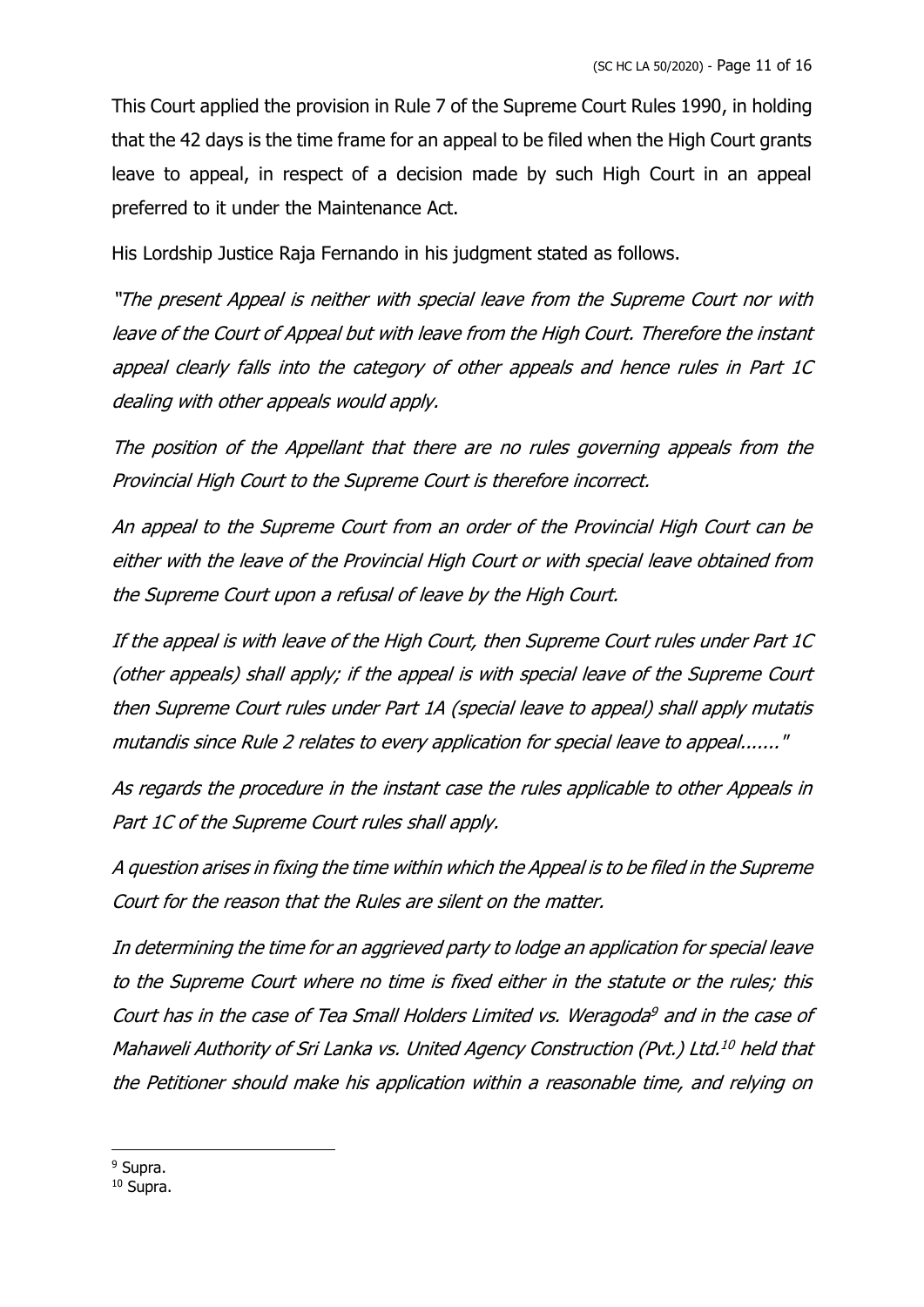This Court applied the provision in Rule 7 of the Supreme Court Rules 1990, in holding that the 42 days is the time frame for an appeal to be filed when the High Court grants leave to appeal, in respect of a decision made by such High Court in an appeal preferred to it under the Maintenance Act.

His Lordship Justice Raja Fernando in his judgment stated as follows.

*"The present Appeal is neither with special leave from the Supreme Court nor with leave of the Court of Appeal but with leave from the High Court. Therefore the instant appeal clearly falls into the category of other appeals and hence rules in Part 1C dealing with other appeals would apply.*

*The position of the Appellant that there are no rules governing appeals from the Provincial High Court to the Supreme Court is therefore incorrect.*

*An appeal to the Supreme Court from an order of the Provincial High Court can be either with the leave of the Provincial High Court or with special leave obtained from the Supreme Court upon a refusal of leave by the High Court.*

*If the appeal is with leave of the High Court, then Supreme Court rules under Part 1C (other appeals) shall apply; if the appeal is with special leave of the Supreme Court then Supreme Court rules under Part 1A (special leave to appeal) shall apply mutatis mutandis since Rule 2 relates to every application for special leave to appeal......."*

*As regards the procedure in the instant case the rules applicable to other Appeals in Part 1C of the Supreme Court rules shall apply.*

*A question arises in fixing the time within which the Appeal is to be filed in the Supreme Court for the reason that the Rules are silent on the matter.*

*In determining the time for an aggrieved party to lodge an application for special leave to the Supreme Court where no time is fixed either in the statute or the rules; this Court has in the case of Tea Small Holders Limited vs. Weragoda[9] and in the case of Mahaweli Authority of Sri Lanka vs. United Agency Construction (Pvt.) Ltd.[10] held that the Petitioner should make his application within a reasonable time, and relying on*

---

[9] Supra.

[10] Supra.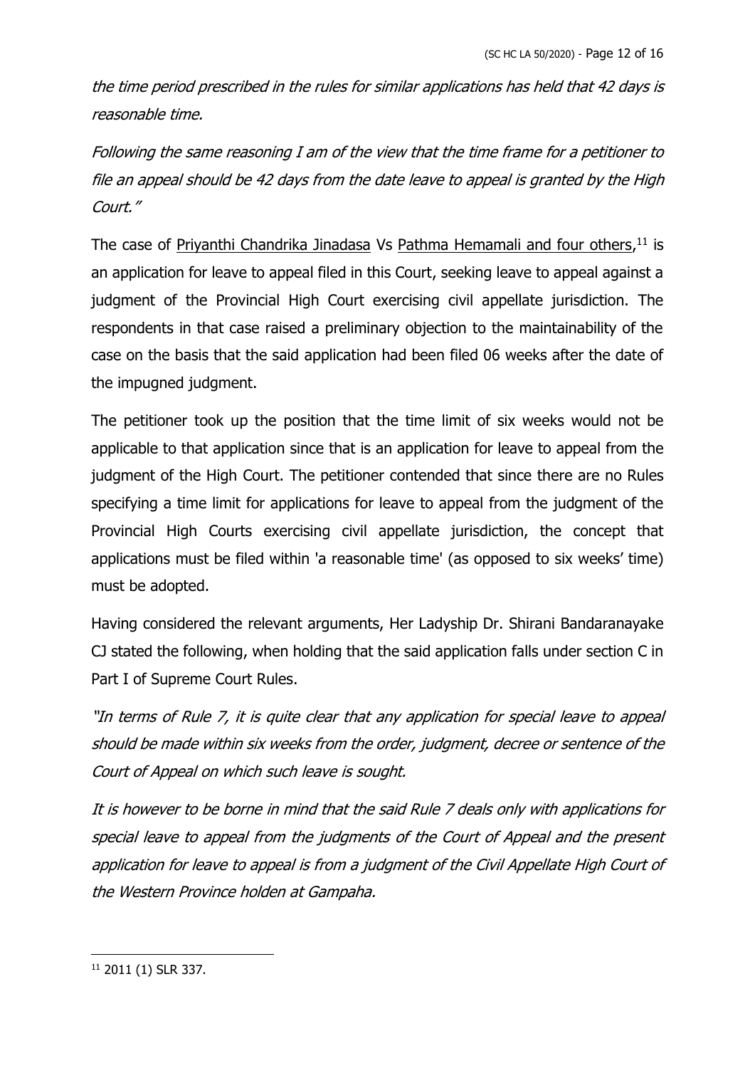*the time period prescribed in the rules for similar applications has held that 42 days is reasonable time.*

*Following the same reasoning I am of the view that the time frame for a petitioner to file an appeal should be 42 days from the date leave to appeal is granted by the High Court."*

The case of Priyanthi Chandrika Jinadasa Vs Pathma Hemamali and four others,[11] is an application for leave to appeal filed in this Court, seeking leave to appeal against a judgment of the Provincial High Court exercising civil appellate jurisdiction. The respondents in that case raised a preliminary objection to the maintainability of the case on the basis that the said application had been filed 06 weeks after the date of the impugned judgment.

The petitioner took up the position that the time limit of six weeks would not be applicable to that application since that is an application for leave to appeal from the judgment of the High Court. The petitioner contended that since there are no Rules specifying a time limit for applications for leave to appeal from the judgment of the Provincial High Courts exercising civil appellate jurisdiction, the concept that applications must be filed within 'a reasonable time' (as opposed to six weeks' time) must be adopted.

Having considered the relevant arguments, Her Ladyship Dr. Shirani Bandaranayake CJ stated the following, when holding that the said application falls under section C in Part I of Supreme Court Rules.

*"In terms of Rule 7, it is quite clear that any application for special leave to appeal should be made within six weeks from the order, judgment, decree or sentence of the Court of Appeal on which such leave is sought.*

*It is however to be borne in mind that the said Rule 7 deals only with applications for special leave to appeal from the judgments of the Court of Appeal and the present application for leave to appeal is from a judgment of the Civil Appellate High Court of the Western Province holden at Gampaha.*

---

[11] 2011 (1) SLR 337.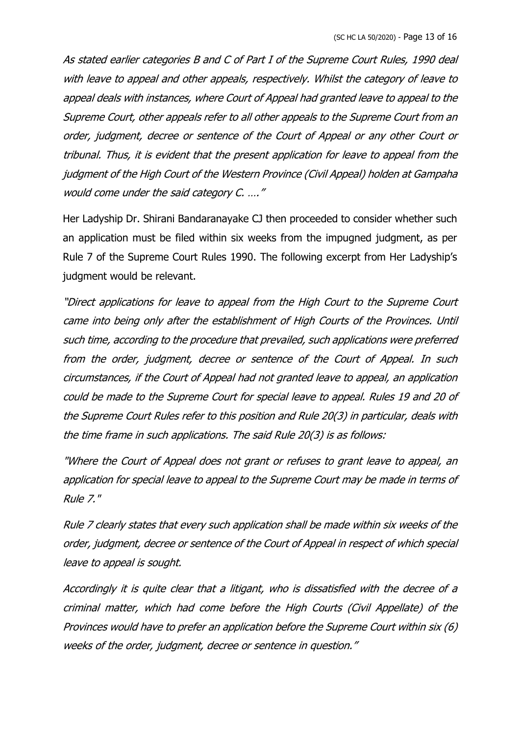*As stated earlier categories B and C of Part I of the Supreme Court Rules, 1990 deal with leave to appeal and other appeals, respectively. Whilst the category of leave to appeal deals with instances, where Court of Appeal had granted leave to appeal to the Supreme Court, other appeals refer to all other appeals to the Supreme Court from an order, judgment, decree or sentence of the Court of Appeal or any other Court or tribunal. Thus, it is evident that the present application for leave to appeal from the judgment of the High Court of the Western Province (Civil Appeal) holden at Gampaha would come under the said category C. …."*

Her Ladyship Dr. Shirani Bandaranayake CJ then proceeded to consider whether such an application must be filed within six weeks from the impugned judgment, as per Rule 7 of the Supreme Court Rules 1990. The following excerpt from Her Ladyship's judgment would be relevant.

*"Direct applications for leave to appeal from the High Court to the Supreme Court came into being only after the establishment of High Courts of the Provinces. Until such time, according to the procedure that prevailed, such applications were preferred from the order, judgment, decree or sentence of the Court of Appeal. In such circumstances, if the Court of Appeal had not granted leave to appeal, an application could be made to the Supreme Court for special leave to appeal. Rules 19 and 20 of the Supreme Court Rules refer to this position and Rule 20(3) in particular, deals with the time frame in such applications. The said Rule 20(3) is as follows:*

*"Where the Court of Appeal does not grant or refuses to grant leave to appeal, an application for special leave to appeal to the Supreme Court may be made in terms of Rule 7."*

*Rule 7 clearly states that every such application shall be made within six weeks of the order, judgment, decree or sentence of the Court of Appeal in respect of which special leave to appeal is sought.*

*Accordingly it is quite clear that a litigant, who is dissatisfied with the decree of a criminal matter, which had come before the High Courts (Civil Appellate) of the Provinces would have to prefer an application before the Supreme Court within six (6) weeks of the order, judgment, decree or sentence in question."*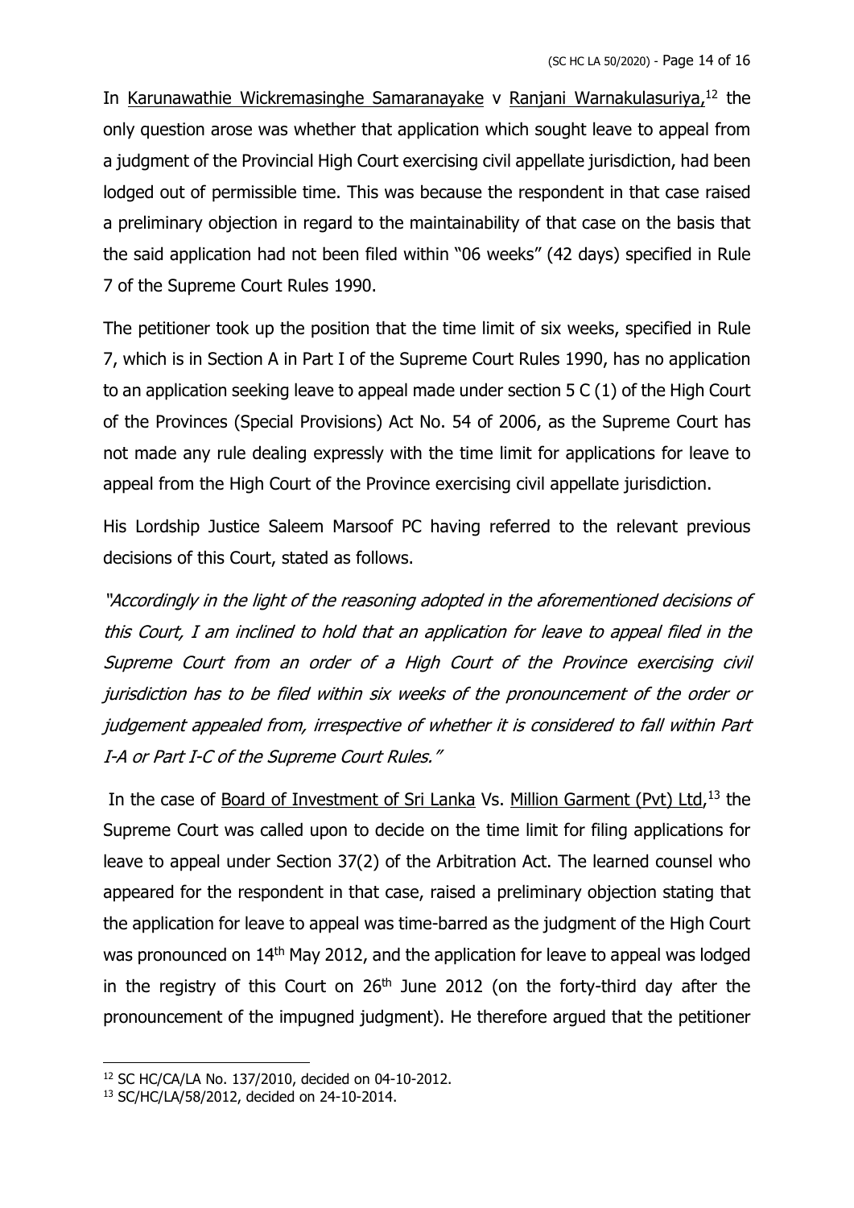In Karunawathie Wickremasinghe Samaranayake v Ranjani Warnakulasuriya,[12] the only question arose was whether that application which sought leave to appeal from a judgment of the Provincial High Court exercising civil appellate jurisdiction, had been lodged out of permissible time. This was because the respondent in that case raised a preliminary objection in regard to the maintainability of that case on the basis that the said application had not been filed within "06 weeks" (42 days) specified in Rule 7 of the Supreme Court Rules 1990.

The petitioner took up the position that the time limit of six weeks, specified in Rule 7, which is in Section A in Part I of the Supreme Court Rules 1990, has no application to an application seeking leave to appeal made under section 5 C (1) of the High Court of the Provinces (Special Provisions) Act No. 54 of 2006, as the Supreme Court has not made any rule dealing expressly with the time limit for applications for leave to appeal from the High Court of the Province exercising civil appellate jurisdiction.

His Lordship Justice Saleem Marsoof PC having referred to the relevant previous decisions of this Court, stated as follows.

*"Accordingly in the light of the reasoning adopted in the aforementioned decisions of this Court, I am inclined to hold that an application for leave to appeal filed in the Supreme Court from an order of a High Court of the Province exercising civil jurisdiction has to be filed within six weeks of the pronouncement of the order or judgement appealed from, irrespective of whether it is considered to fall within Part I-A or Part I-C of the Supreme Court Rules."*

In the case of Board of Investment of Sri Lanka Vs. Million Garment (Pvt) Ltd,[13] the Supreme Court was called upon to decide on the time limit for filing applications for leave to appeal under Section 37(2) of the Arbitration Act. The learned counsel who appeared for the respondent in that case, raised a preliminary objection stating that the application for leave to appeal was time-barred as the judgment of the High Court was pronounced on 14th May 2012, and the application for leave to appeal was lodged in the registry of this Court on 26th June 2012 (on the forty-third day after the pronouncement of the impugned judgment). He therefore argued that the petitioner

---

[12] SC HC/CA/LA No. 137/2010, decided on 04-10-2012.

[13] SC/HC/LA/58/2012, decided on 24-10-2014.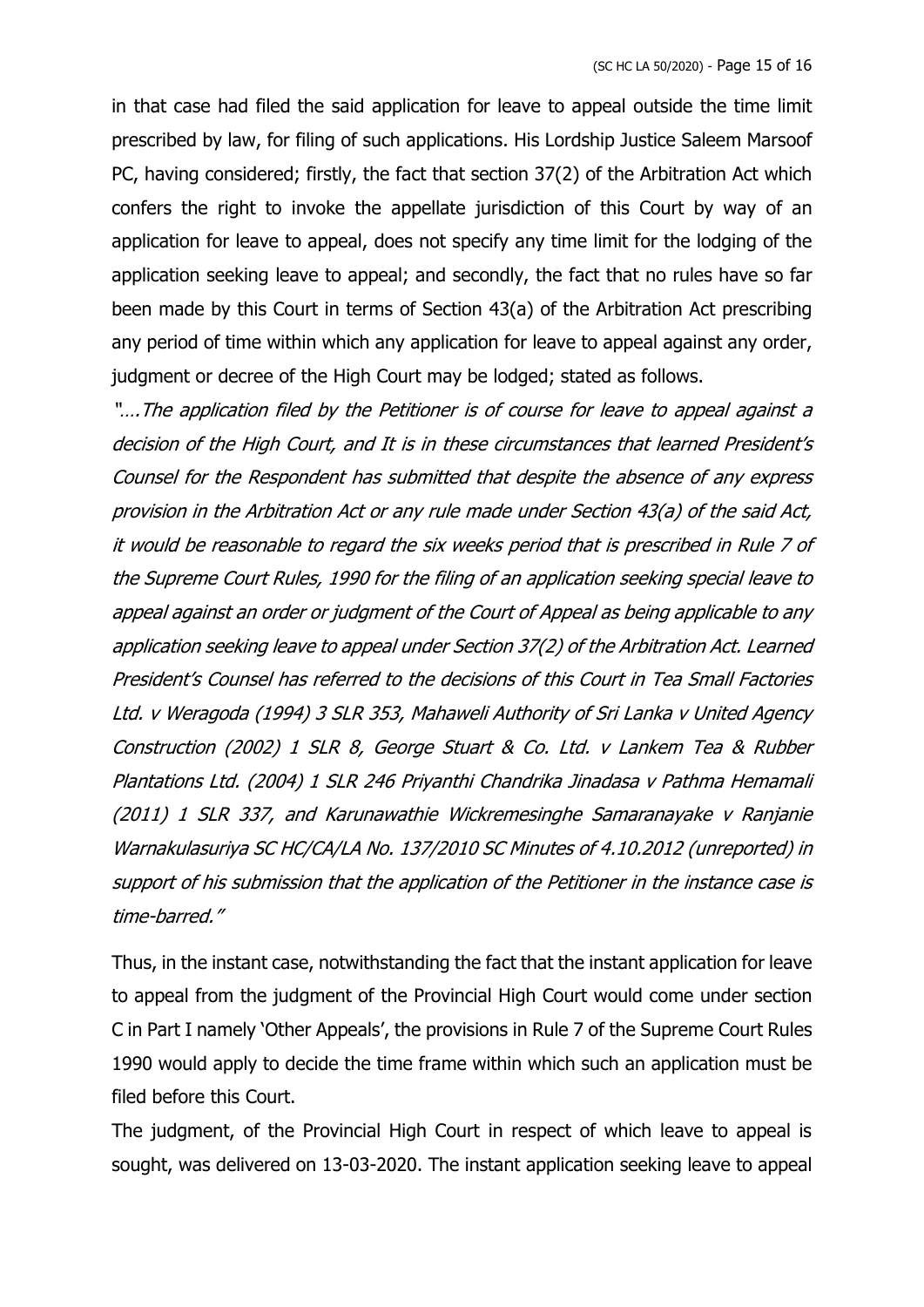in that case had filed the said application for leave to appeal outside the time limit prescribed by law, for filing of such applications. His Lordship Justice Saleem Marsoof PC, having considered; firstly, the fact that section 37(2) of the Arbitration Act which confers the right to invoke the appellate jurisdiction of this Court by way of an application for leave to appeal, does not specify any time limit for the lodging of the application seeking leave to appeal; and secondly, the fact that no rules have so far been made by this Court in terms of Section 43(a) of the Arbitration Act prescribing any period of time within which any application for leave to appeal against any order, judgment or decree of the High Court may be lodged; stated as follows.

*"….The application filed by the Petitioner is of course for leave to appeal against a decision of the High Court, and It is in these circumstances that learned President's Counsel for the Respondent has submitted that despite the absence of any express provision in the Arbitration Act or any rule made under Section 43(a) of the said Act, it would be reasonable to regard the six weeks period that is prescribed in Rule 7 of the Supreme Court Rules, 1990 for the filing of an application seeking special leave to appeal against an order or judgment of the Court of Appeal as being applicable to any application seeking leave to appeal under Section 37(2) of the Arbitration Act. Learned President's Counsel has referred to the decisions of this Court in Tea Small Factories Ltd. v Weragoda (1994) 3 SLR 353, Mahaweli Authority of Sri Lanka v United Agency Construction (2002) 1 SLR 8, George Stuart & Co. Ltd. v Lankem Tea & Rubber Plantations Ltd. (2004) 1 SLR 246 Priyanthi Chandrika Jinadasa v Pathma Hemamali (2011) 1 SLR 337, and Karunawathie Wickremesinghe Samaranayake v Ranjanie Warnakulasuriya SC HC/CA/LA No. 137/2010 SC Minutes of 4.10.2012 (unreported) in support of his submission that the application of the Petitioner in the instance case is time-barred."*

Thus, in the instant case, notwithstanding the fact that the instant application for leave to appeal from the judgment of the Provincial High Court would come under section C in Part I namely 'Other Appeals', the provisions in Rule 7 of the Supreme Court Rules 1990 would apply to decide the time frame within which such an application must be filed before this Court.

The judgment, of the Provincial High Court in respect of which leave to appeal is sought, was delivered on 13-03-2020. The instant application seeking leave to appeal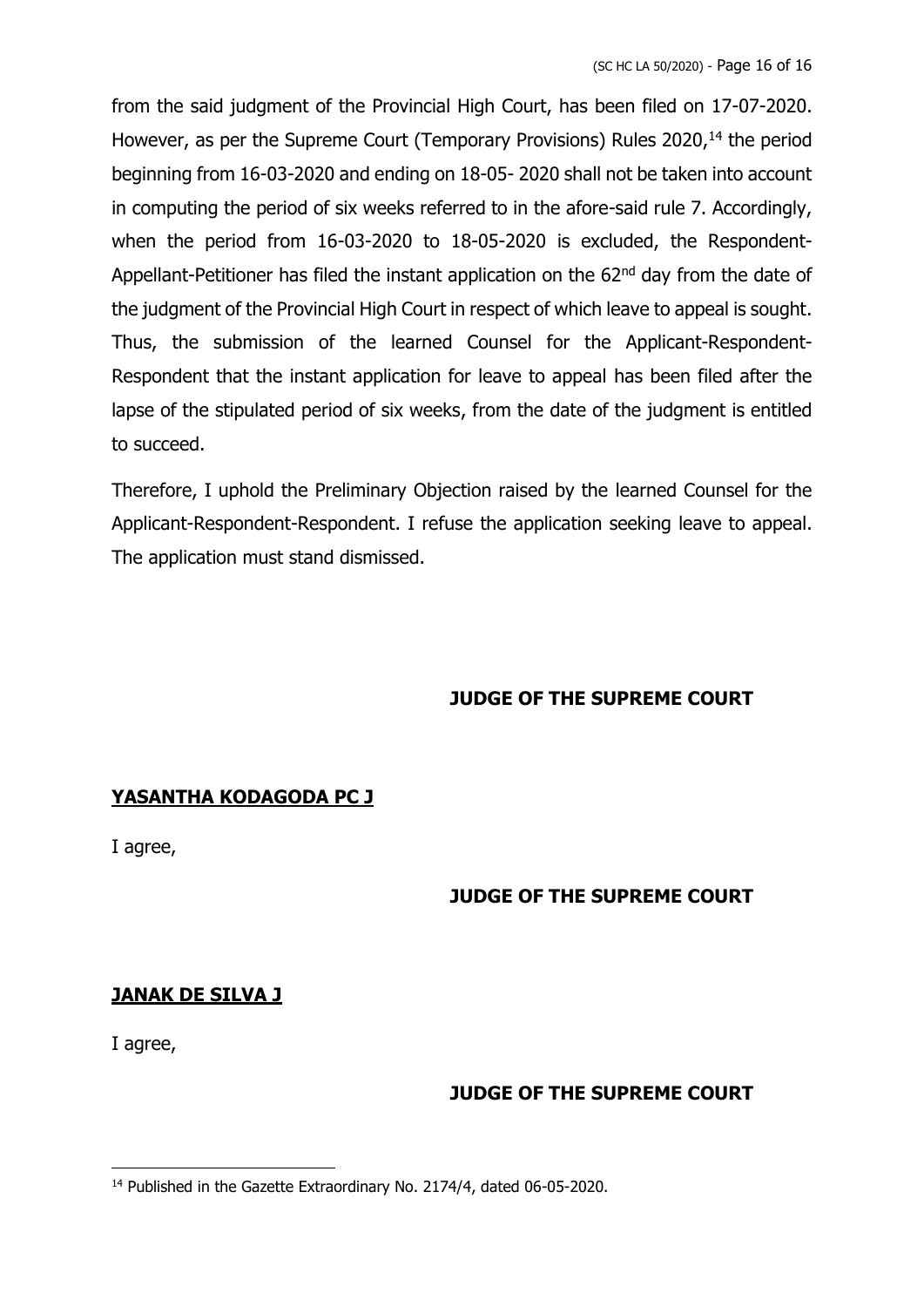from the said judgment of the Provincial High Court, has been filed on 17-07-2020. However, as per the Supreme Court (Temporary Provisions) Rules 2020,[14] the period beginning from 16-03-2020 and ending on 18-05- 2020 shall not be taken into account in computing the period of six weeks referred to in the afore-said rule 7. Accordingly, when the period from 16-03-2020 to 18-05-2020 is excluded, the Respondent-Appellant-Petitioner has filed the instant application on the 62nd day from the date of the judgment of the Provincial High Court in respect of which leave to appeal is sought. Thus, the submission of the learned Counsel for the Applicant-Respondent-Respondent that the instant application for leave to appeal has been filed after the lapse of the stipulated period of six weeks, from the date of the judgment is entitled to succeed.

Therefore, I uphold the Preliminary Objection raised by the learned Counsel for the Applicant-Respondent-Respondent. I refuse the application seeking leave to appeal. The application must stand dismissed.

**JUDGE OF THE SUPREME COURT**

**YASANTHA KODAGODA PC J**

I agree,

**JUDGE OF THE SUPREME COURT**

**JANAK DE SILVA J**

I agree,

**JUDGE OF THE SUPREME COURT**

[14] Published in the Gazette Extraordinary No. 2174/4, dated 06-05-2020.